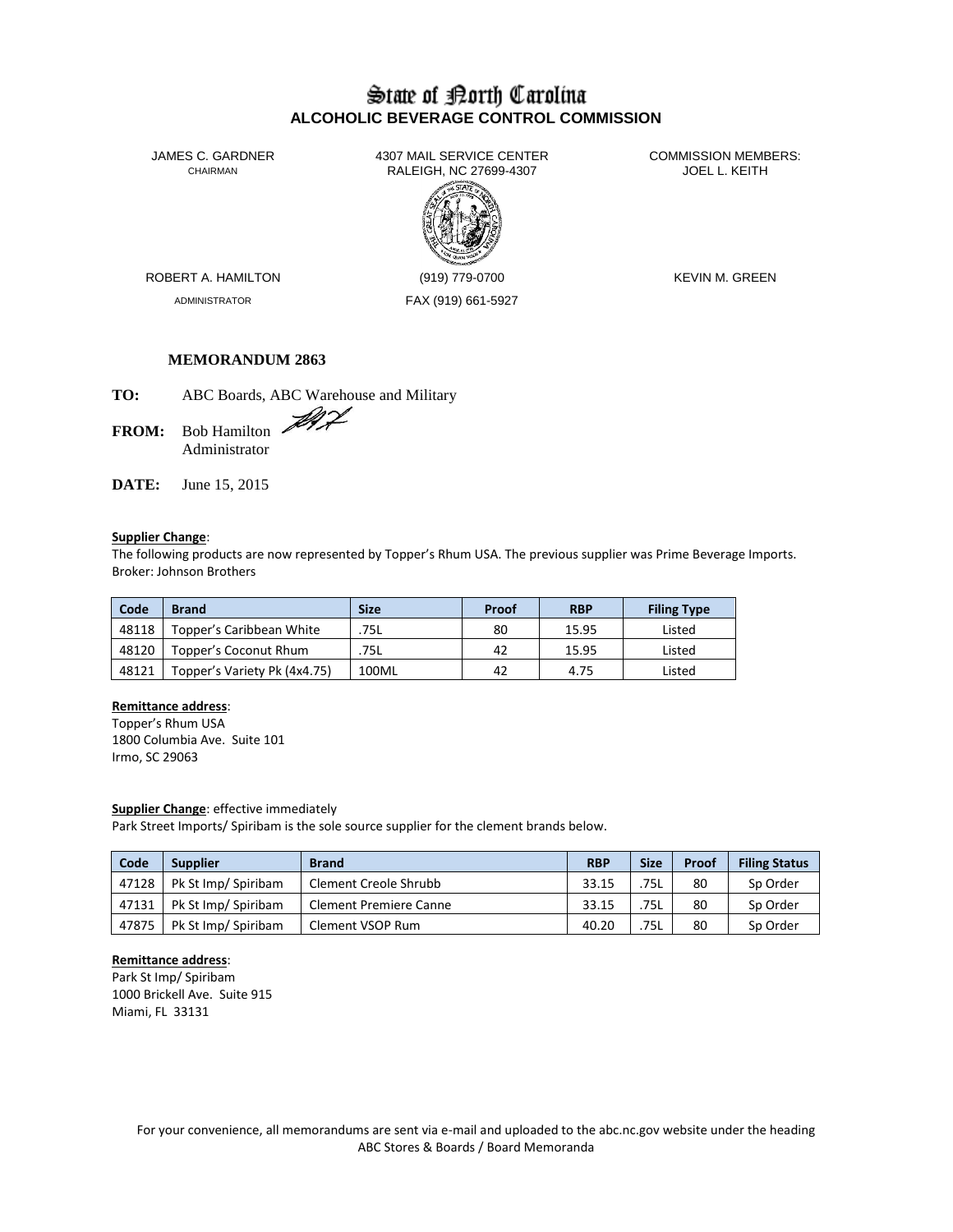# State of North Carolina
## ALCOHOLIC BEVERAGE CONTROL COMMISSION

JAMES C. GARDNER
CHAIRMAN

4307 MAIL SERVICE CENTER
RALEIGH, NC 27699-4307

COMMISSION MEMBERS:
JOEL L. KEITH

ROBERT A. HAMILTON
ADMINISTRATOR

(919) 779-0700
FAX (919) 661-5927

KEVIN M. GREEN

**MEMORANDUM 2863**

**TO:** ABC Boards, ABC Warehouse and Military

**FROM:** Bob Hamilton
Administrator

**DATE:** June 15, 2015

**Supplier Change**:
The following products are now represented by Topper's Rhum USA. The previous supplier was Prime Beverage Imports.
Broker: Johnson Brothers

| Code | Brand | Size | Proof | RBP | Filing Type |
|---|---|---|---|---|---|
| 48118 | Topper's Caribbean White | .75L | 80 | 15.95 | Listed |
| 48120 | Topper's Coconut Rhum | .75L | 42 | 15.95 | Listed |
| 48121 | Topper's Variety Pk (4x4.75) | 100ML | 42 | 4.75 | Listed |

**Remittance address**:
Topper's Rhum USA
1800 Columbia Ave. Suite 101
Irmo, SC 29063

**Supplier Change**: effective immediately
Park Street Imports/ Spiribam is the sole source supplier for the clement brands below.

| Code | Supplier | Brand | RBP | Size | Proof | Filing Status |
|---|---|---|---|---|---|---|
| 47128 | Pk St Imp/ Spiribam | Clement Creole Shrubb | 33.15 | .75L | 80 | Sp Order |
| 47131 | Pk St Imp/ Spiribam | Clement Premiere Canne | 33.15 | .75L | 80 | Sp Order |
| 47875 | Pk St Imp/ Spiribam | Clement VSOP Rum | 40.20 | .75L | 80 | Sp Order |

**Remittance address**:
Park St Imp/ Spiribam
1000 Brickell Ave. Suite 915
Miami, FL 33131

For your convenience, all memorandums are sent via e-mail and uploaded to the abc.nc.gov website under the heading ABC Stores & Boards / Board Memoranda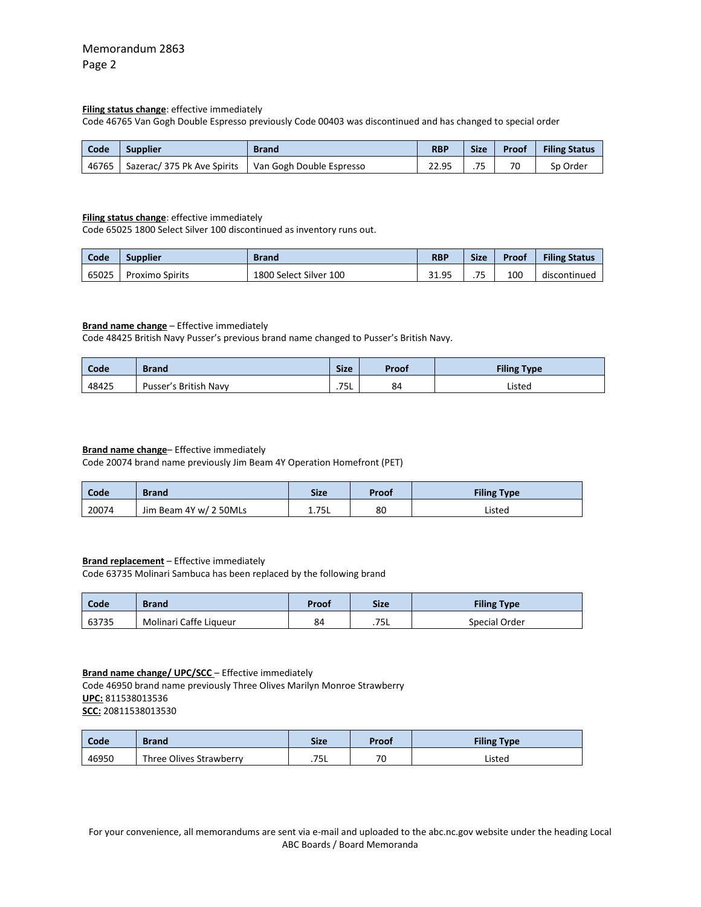**Filing status change**: effective immediately
Code 46765 Van Gogh Double Espresso previously Code 00403 was discontinued and has changed to special order

| Code | Supplier | Brand | RBP | Size | Proof | Filing Status |
|---|---|---|---|---|---|---|
| 46765 | Sazerac/ 375 Pk Ave Spirits | Van Gogh Double Espresso | 22.95 | .75 | 70 | Sp Order |

**Filing status change**: effective immediately
Code 65025 1800 Select Silver 100 discontinued as inventory runs out.

| Code | Supplier | Brand | RBP | Size | Proof | Filing Status |
|---|---|---|---|---|---|---|
| 65025 | Proximo Spirits | 1800 Select Silver 100 | 31.95 | .75 | 100 | discontinued |

**Brand name change** – Effective immediately
Code 48425 British Navy Pusser's previous brand name changed to Pusser's British Navy.

| Code | Brand | Size | Proof | Filing Type |
|---|---|---|---|---|
| 48425 | Pusser's British Navy | .75L | 84 | Listed |

**Brand name change**– Effective immediately
Code 20074 brand name previously Jim Beam 4Y Operation Homefront (PET)

| Code | Brand | Size | Proof | Filing Type |
|---|---|---|---|---|
| 20074 | Jim Beam 4Y w/ 2 50MLs | 1.75L | 80 | Listed |

**Brand replacement** – Effective immediately
Code 63735 Molinari Sambuca has been replaced by the following brand

| Code | Brand | Proof | Size | Filing Type |
|---|---|---|---|---|
| 63735 | Molinari Caffe Liqueur | 84 | .75L | Special Order |

**Brand name change/ UPC/SCC** – Effective immediately
Code 46950 brand name previously Three Olives Marilyn Monroe Strawberry
**UPC:** 811538013536
**SCC:** 20811538013530

| Code | Brand | Size | Proof | Filing Type |
|---|---|---|---|---|
| 46950 | Three Olives Strawberry | .75L | 70 | Listed |

For your convenience, all memorandums are sent via e-mail and uploaded to the abc.nc.gov website under the heading Local ABC Boards / Board Memoranda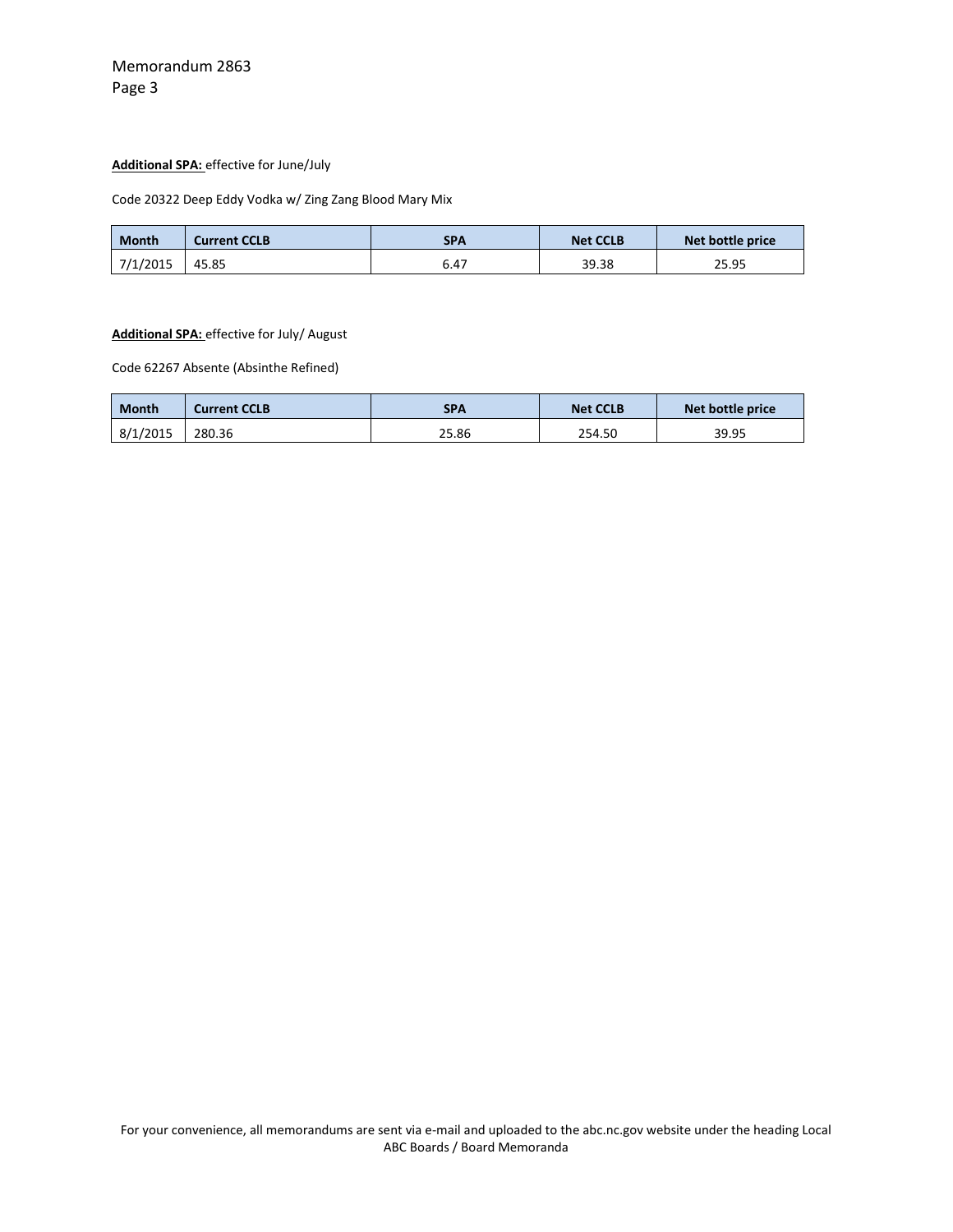**Additional SPA:** effective for June/July

Code 20322 Deep Eddy Vodka w/ Zing Zang Blood Mary Mix

| Month | Current CCLB | SPA | Net CCLB | Net bottle price |
| --- | --- | --- | --- | --- |
| 7/1/2015 | 45.85 | 6.47 | 39.38 | 25.95 |

**Additional SPA:** effective for July/ August

Code 62267 Absente (Absinthe Refined)

| Month | Current CCLB | SPA | Net CCLB | Net bottle price |
| --- | --- | --- | --- | --- |
| 8/1/2015 | 280.36 | 25.86 | 254.50 | 39.95 |

For your convenience, all memorandums are sent via e-mail and uploaded to the abc.nc.gov website under the heading Local ABC Boards / Board Memoranda